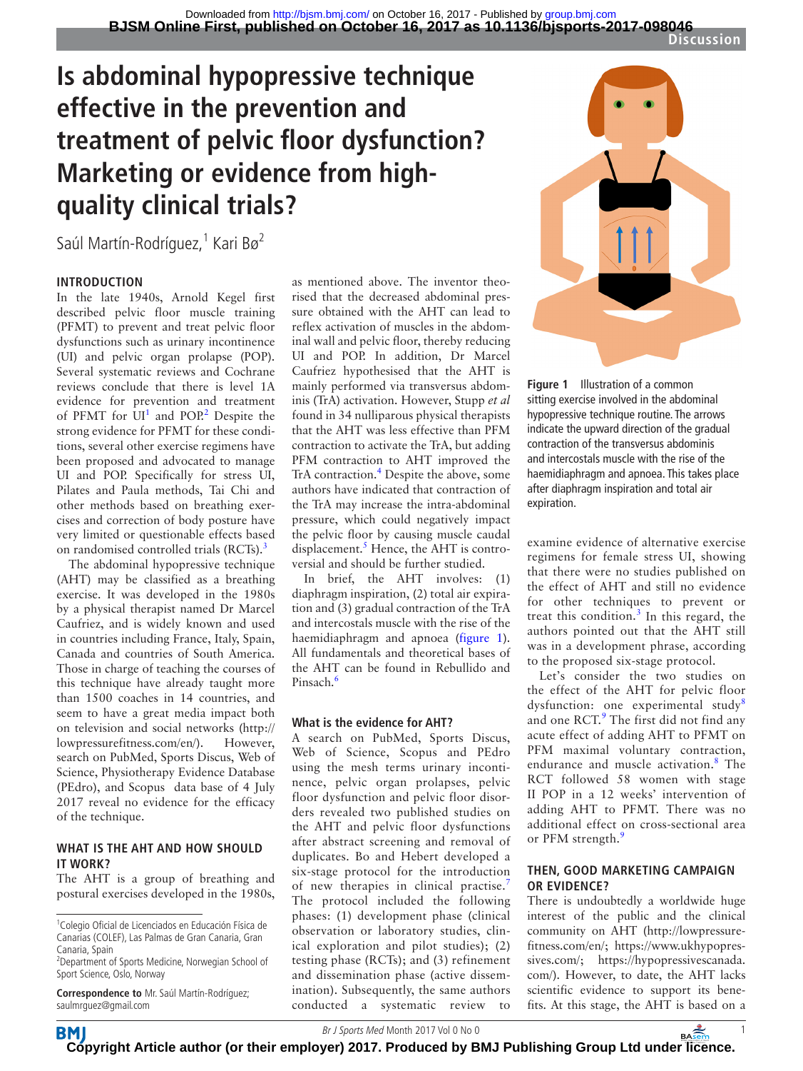# Is abdominal hypopressive technique effective in the prevention and treatment of pelvic floor dysfunction? Marketing or evidence from high-quality clinical trials?

Saúl Martín-Rodríguez,[1] Kari Bø[2]

## INTRODUCTION

In the late 1940s, Arnold Kegel first described pelvic floor muscle training (PFMT) to prevent and treat pelvic floor dysfunctions such as urinary incontinence (UI) and pelvic organ prolapse (POP). Several systematic reviews and Cochrane reviews conclude that there is level 1A evidence for prevention and treatment of PFMT for UI[1] and POP.[2] Despite the strong evidence for PFMT for these conditions, several other exercise regimens have been proposed and advocated to manage UI and POP. Specifically for stress UI, Pilates and Paula methods, Tai Chi and other methods based on breathing exercises and correction of body posture have very limited or questionable effects based on randomised controlled trials (RCTs).[3]

The abdominal hypopressive technique (AHT) may be classified as a breathing exercise. It was developed in the 1980s by a physical therapist named Dr Marcel Caufriez, and is widely known and used in countries including France, Italy, Spain, Canada and countries of South America. Those in charge of teaching the courses of this technique have already taught more than 1500 coaches in 14 countries, and seem to have a great media impact both on television and social networks (http://lowpressurefitness.com/en/). However, search on PubMed, Sports Discus, Web of Science, Physiotherapy Evidence Database (PEdro), and Scopus data base of 4 July 2017 reveal no evidence for the efficacy of the technique.

## WHAT IS THE AHT AND HOW SHOULD IT WORK?

The AHT is a group of breathing and postural exercises developed in the 1980s, as mentioned above. The inventor theorised that the decreased abdominal pressure obtained with the AHT can lead to reflex activation of muscles in the abdominal wall and pelvic floor, thereby reducing UI and POP. In addition, Dr Marcel Caufriez hypothesised that the AHT is mainly performed via transversus abdominis (TrA) activation. However, Stupp *et al* found in 34 nulliparous physical therapists that the AHT was less effective than PFM contraction to activate the TrA, but adding PFM contraction to AHT improved the TrA contraction.[4] Despite the above, some authors have indicated that contraction of the TrA may increase the intra-abdominal pressure, which could negatively impact the pelvic floor by causing muscle caudal displacement.[5] Hence, the AHT is controversial and should be further studied.

In brief, the AHT involves: (1) diaphragm inspiration, (2) total air expiration and (3) gradual contraction of the TrA and intercostals muscle with the rise of the haemidiaphragm and apnoea (figure 1). All fundamentals and theoretical bases of the AHT can be found in Rebullido and Pinsach.[6]

### What is the evidence for AHT?

A search on PubMed, Sports Discus, Web of Science, Scopus and PEdro using the mesh terms urinary incontinence, pelvic organ prolapses, pelvic floor dysfunction and pelvic floor disorders revealed two published studies on the AHT and pelvic floor dysfunctions after abstract screening and removal of duplicates. Bo and Hebert developed a six-stage protocol for the introduction of new therapies in clinical practise.[7] The protocol included the following phases: (1) development phase (clinical observation or laboratory studies, clinical exploration and pilot studies); (2) testing phase (RCTs); and (3) refinement and dissemination phase (active dissemination). Subsequently, the same authors conducted a systematic review to examine evidence of alternative exercise regimens for female stress UI, showing that there were no studies published on the effect of AHT and still no evidence for other techniques to prevent or treat this condition.[3] In this regard, the authors pointed out that the AHT still was in a development phrase, according to the proposed six-stage protocol.

Figure 1 Illustration of a common sitting exercise involved in the abdominal hypopressive technique routine. The arrows indicate the upward direction of the gradual contraction of the transversus abdominis and intercostals muscle with the rise of the haemidiaphragm and apnoea. This takes place after diaphragm inspiration and total air expiration.

Let's consider the two studies on the effect of the AHT for pelvic floor dysfunction: one experimental study[8] and one RCT.[9] The first did not find any acute effect of adding AHT to PFMT on PFM maximal voluntary contraction, endurance and muscle activation.[8] The RCT followed 58 women with stage II POP in a 12 weeks' intervention of adding AHT to PFMT. There was no additional effect on cross-sectional area or PFM strength.[9]

## THEN, GOOD MARKETING CAMPAIGN OR EVIDENCE?

There is undoubtedly a worldwide huge interest of the public and the clinical community on AHT (http://lowpressurefitness.com/en/; https://www.ukhypopressives.com/; https://hypopressivescanada.com/). However, to date, the AHT lacks scientific evidence to support its benefits. At this stage, the AHT is based on a

[1]Colegio Oficial de Licenciados en Educación Física de Canarias (COLEF), Las Palmas de Gran Canaria, Gran Canaria, Spain
[2]Department of Sports Medicine, Norwegian School of Sport Science, Oslo, Norway

**Correspondence to** Mr. Saúl Martín-Rodríguez; saulmrguez@gmail.com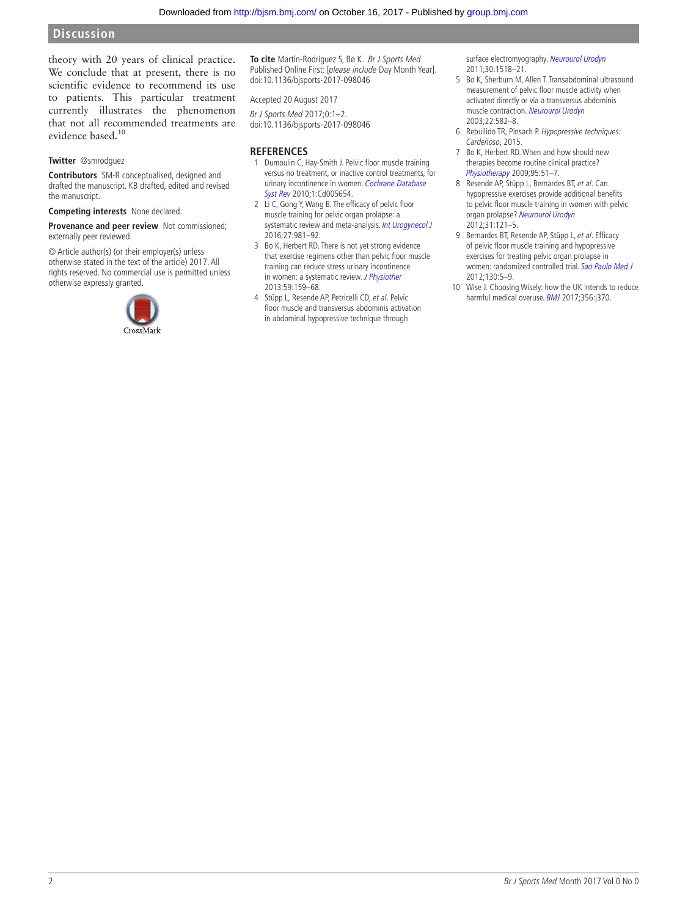theory with 20 years of clinical practice. We conclude that at present, there is no scientific evidence to recommend its use to patients. This particular treatment currently illustrates the phenomenon that not all recommended treatments are evidence based.[10]

**Twitter** @smrodguez

**Contributors** SM-R conceptualised, designed and drafted the manuscript. KB drafted, edited and revised the manuscript.

**Competing interests** None declared.

**Provenance and peer review** Not commissioned; externally peer reviewed.

© Article author(s) (or their employer(s) unless otherwise stated in the text of the article) 2017. All rights reserved. No commercial use is permitted unless otherwise expressly granted.

**To cite** Martín-Rodríguez S, Bø K. *Br J Sports Med* Published Online First: [*please include* Day Month Year]. doi:10.1136/bjsports-2017-098046

Accepted 20 August 2017

*Br J Sports Med* 2017;0:1–2. doi:10.1136/bjsports-2017-098046

## REFERENCES

1. Dumoulin C, Hay-Smith J. Pelvic floor muscle training versus no treatment, or inactive control treatments, for urinary incontinence in women. *Cochrane Database Syst Rev* 2010;1:Cd005654.
2. Li C, Gong Y, Wang B. The efficacy of pelvic floor muscle training for pelvic organ prolapse: a systematic review and meta-analysis. *Int Urogynecol J* 2016;27:981–92.
3. Bo K, Herbert RD. There is not yet strong evidence that exercise regimens other than pelvic floor muscle training can reduce stress urinary incontinence in women: a systematic review. *J Physiother* 2013;59:159–68.
4. Stüpp L, Resende AP, Petricelli CD, *et al*. Pelvic floor muscle and transversus abdominis activation in abdominal hypopressive technique through surface electromyography. *Neurourol Urodyn* 2011;30:1518–21.
5. Bo K, Sherburn M, Allen T. Transabdominal ultrasound measurement of pelvic floor muscle activity when activated directly or via a transversus abdominis muscle contraction. *Neurourol Urodyn* 2003;22:582–8.
6. Rebullido TR, Pinsach P. *Hypopressive techniques: Cardeñoso*, 2015.
7. Bo K, Herbert RD. When and how should new therapies become routine clinical practice? *Physiotherapy* 2009;95:51–7.
8. Resende AP, Stüpp L, Bernardes BT, *et al*. Can hypopressive exercises provide additional benefits to pelvic floor muscle training in women with pelvic organ prolapse? *Neurourol Urodyn* 2012;31:121–5.
9. Bernardes BT, Resende AP, Stüpp L, *et al*. Efficacy of pelvic floor muscle training and hypopressive exercises for treating pelvic organ prolapse in women: randomized controlled trial. *Sao Paulo Med J* 2012;130:5–9.
10. Wise J. Choosing Wisely: how the UK intends to reduce harmful medical overuse. *BMJ* 2017;356:j370.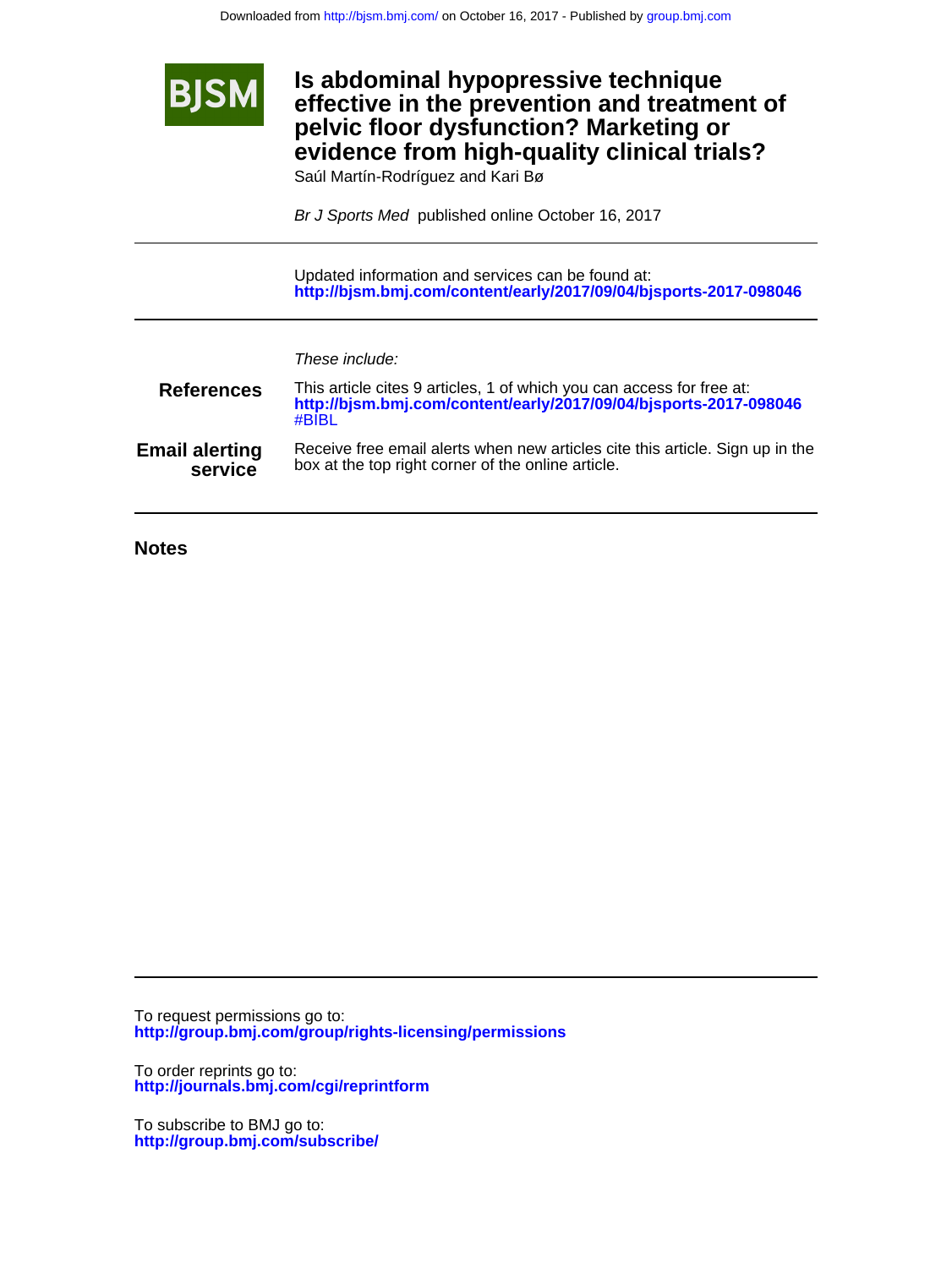# Is abdominal hypopressive technique effective in the prevention and treatment of pelvic floor dysfunction? Marketing or evidence from high-quality clinical trials?

Saúl Martín-Rodríguez and Kari Bø

*Br J Sports Med* published online October 16, 2017

Updated information and services can be found at:
**http://bjsm.bmj.com/content/early/2017/09/04/bjsports-2017-098046**

*These include:*

**References**
This article cites 9 articles, 1 of which you can access for free at:
**http://bjsm.bmj.com/content/early/2017/09/04/bjsports-2017-098046#BIBL**

**Email alerting service**
Receive free email alerts when new articles cite this article. Sign up in the box at the top right corner of the online article.

## Notes

To request permissions go to:
**http://group.bmj.com/group/rights-licensing/permissions**

To order reprints go to:
**http://journals.bmj.com/cgi/reprintform**

To subscribe to BMJ go to:
**http://group.bmj.com/subscribe/**